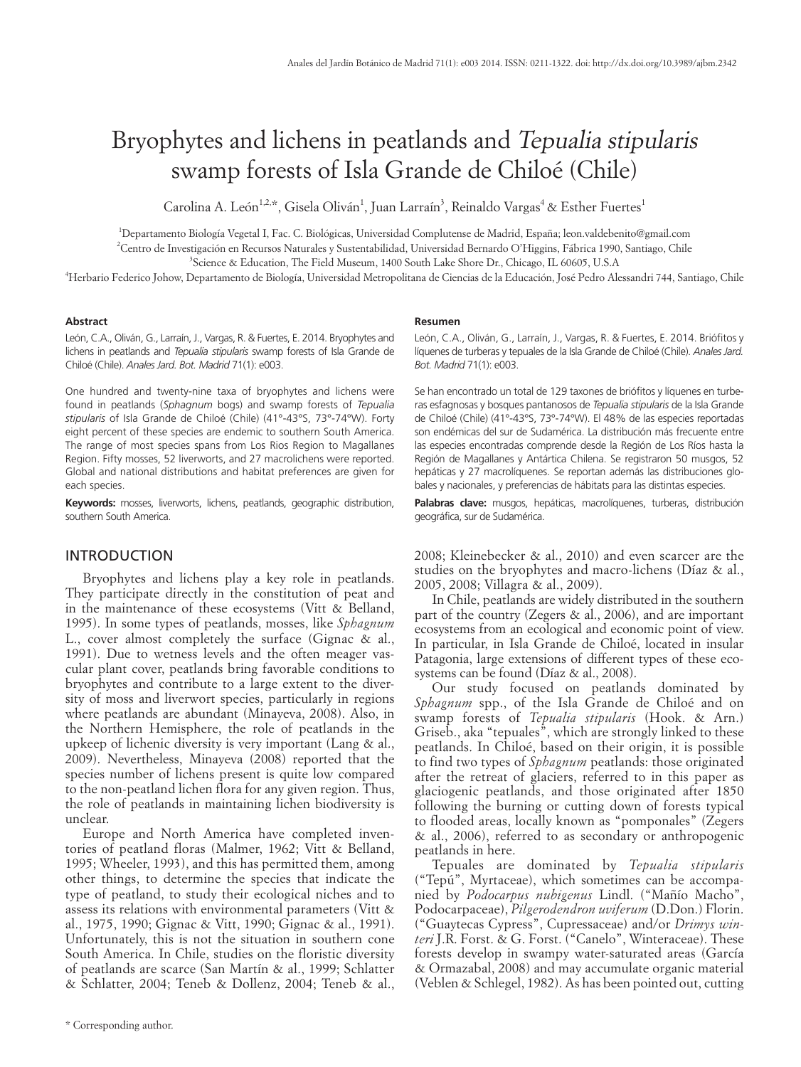# Bryophytes and lichens in peatlands and *Tepualia stipularis* swamp forests of Isla Grande de Chiloé (Chile)

Carolina A. León[1,2,*], Gisela Oliván[1], Juan Larraín[3], Reinaldo Vargas[4] & Esther Fuertes[1]

[1]Departamento Biología Vegetal I, Fac. C. Biológicas, Universidad Complutense de Madrid, España; leon.valdebenito@gmail.com

[2]Centro de Investigación en Recursos Naturales y Sustentabilidad, Universidad Bernardo O'Higgins, Fábrica 1990, Santiago, Chile

[3]Science & Education, The Field Museum, 1400 South Lake Shore Dr., Chicago, IL 60605, U.S.A

[4]Herbario Federico Johow, Departamento de Biología, Universidad Metropolitana de Ciencias de la Educación, José Pedro Alessandri 744, Santiago, Chile

**Abstract**

León, C.A., Oliván, G., Larraín, J., Vargas, R. & Fuertes, E. 2014. Bryophytes and lichens in peatlands and *Tepualia stipularis* swamp forests of Isla Grande de Chiloé (Chile). *Anales Jard. Bot. Madrid* 71(1): e003.

One hundred and twenty-nine taxa of bryophytes and lichens were found in peatlands (*Sphagnum* bogs) and swamp forests of *Tepualia stipularis* of Isla Grande de Chiloé (Chile) (41°-43°S, 73°-74°W). Forty eight percent of these species are endemic to southern South America. The range of most species spans from Los Rios Region to Magallanes Region. Fifty mosses, 52 liverworts, and 27 macrolichens were reported. Global and national distributions and habitat preferences are given for each species.

**Keywords:** mosses, liverworts, lichens, peatlands, geographic distribution, southern South America.

**Resumen**

León, C.A., Oliván, G., Larraín, J., Vargas, R. & Fuertes, E. 2014. Briófitos y líquenes de turberas y tepuales de la Isla Grande de Chiloé (Chile). *Anales Jard. Bot. Madrid* 71(1): e003.

Se han encontrado un total de 129 taxones de briófitos y líquenes en turberas esfagnosas y bosques pantanosos de *Tepualia stipularis* de la Isla Grande de Chiloé (Chile) (41°-43°S, 73°-74°W). El 48% de las especies reportadas son endémicas del sur de Sudamérica. La distribución más frecuente entre las especies encontradas comprende desde la Región de Los Ríos hasta la Región de Magallanes y Antártica Chilena. Se registraron 50 musgos, 52 hepáticas y 27 macrolíquenes. Se reportan además las distribuciones globales y nacionales, y preferencias de hábitats para las distintas especies.

**Palabras clave:** musgos, hepáticas, macrolíquenes, turberas, distribución geográfica, sur de Sudamérica.

## INTRODUCTION

Bryophytes and lichens play a key role in peatlands. They participate directly in the constitution of peat and in the maintenance of these ecosystems (Vitt & Belland, 1995). In some types of peatlands, mosses, like *Sphagnum* L., cover almost completely the surface (Gignac & al., 1991). Due to wetness levels and the often meager vascular plant cover, peatlands bring favorable conditions to bryophytes and contribute to a large extent to the diversity of moss and liverwort species, particularly in regions where peatlands are abundant (Minayeva, 2008). Also, in the Northern Hemisphere, the role of peatlands in the upkeep of lichenic diversity is very important (Lang & al., 2009). Nevertheless, Minayeva (2008) reported that the species number of lichens present is quite low compared to the non-peatland lichen flora for any given region. Thus, the role of peatlands in maintaining lichen biodiversity is unclear.

Europe and North America have completed inventories of peatland floras (Malmer, 1962; Vitt & Belland, 1995; Wheeler, 1993), and this has permitted them, among other things, to determine the species that indicate the type of peatland, to study their ecological niches and to assess its relations with environmental parameters (Vitt & al., 1975, 1990; Gignac & Vitt, 1990; Gignac & al., 1991). Unfortunately, this is not the situation in southern cone South America. In Chile, studies on the floristic diversity of peatlands are scarce (San Martín & al., 1999; Schlatter & Schlatter, 2004; Teneb & Dollenz, 2004; Teneb & al., 2008; Kleinebecker & al., 2010) and even scarcer are the studies on the bryophytes and macro-lichens (Díaz & al., 2005, 2008; Villagra & al., 2009).

In Chile, peatlands are widely distributed in the southern part of the country (Zegers & al., 2006), and are important ecosystems from an ecological and economic point of view. In particular, in Isla Grande de Chiloé, located in insular Patagonia, large extensions of different types of these ecosystems can be found (Díaz & al., 2008).

Our study focused on peatlands dominated by *Sphagnum* spp., of the Isla Grande de Chiloé and on swamp forests of *Tepualia stipularis* (Hook. & Arn.) Griseb., aka "tepuales", which are strongly linked to these peatlands. In Chiloé, based on their origin, it is possible to find two types of *Sphagnum* peatlands: those originated after the retreat of glaciers, referred to in this paper as glaciogenic peatlands, and those originated after 1850 following the burning or cutting down of forests typical to flooded areas, locally known as "pomponales" (Zegers & al., 2006), referred to as secondary or anthropogenic peatlands in here.

Tepuales are dominated by *Tepualia stipularis* ("Tepú", Myrtaceae), which sometimes can be accompanied by *Podocarpus nubigenus* Lindl. ("Mañío Macho", Podocarpaceae), *Pilgerodendron uviferum* (D.Don.) Florin. ("Guaytecas Cypress", Cupressaceae) and/or *Drimys winteri* J.R. Forst. & G. Forst. ("Canelo", Winteraceae). These forests develop in swampy water-saturated areas (García & Ormazabal, 2008) and may accumulate organic material (Veblen & Schlegel, 1982). As has been pointed out, cutting

\* Corresponding author.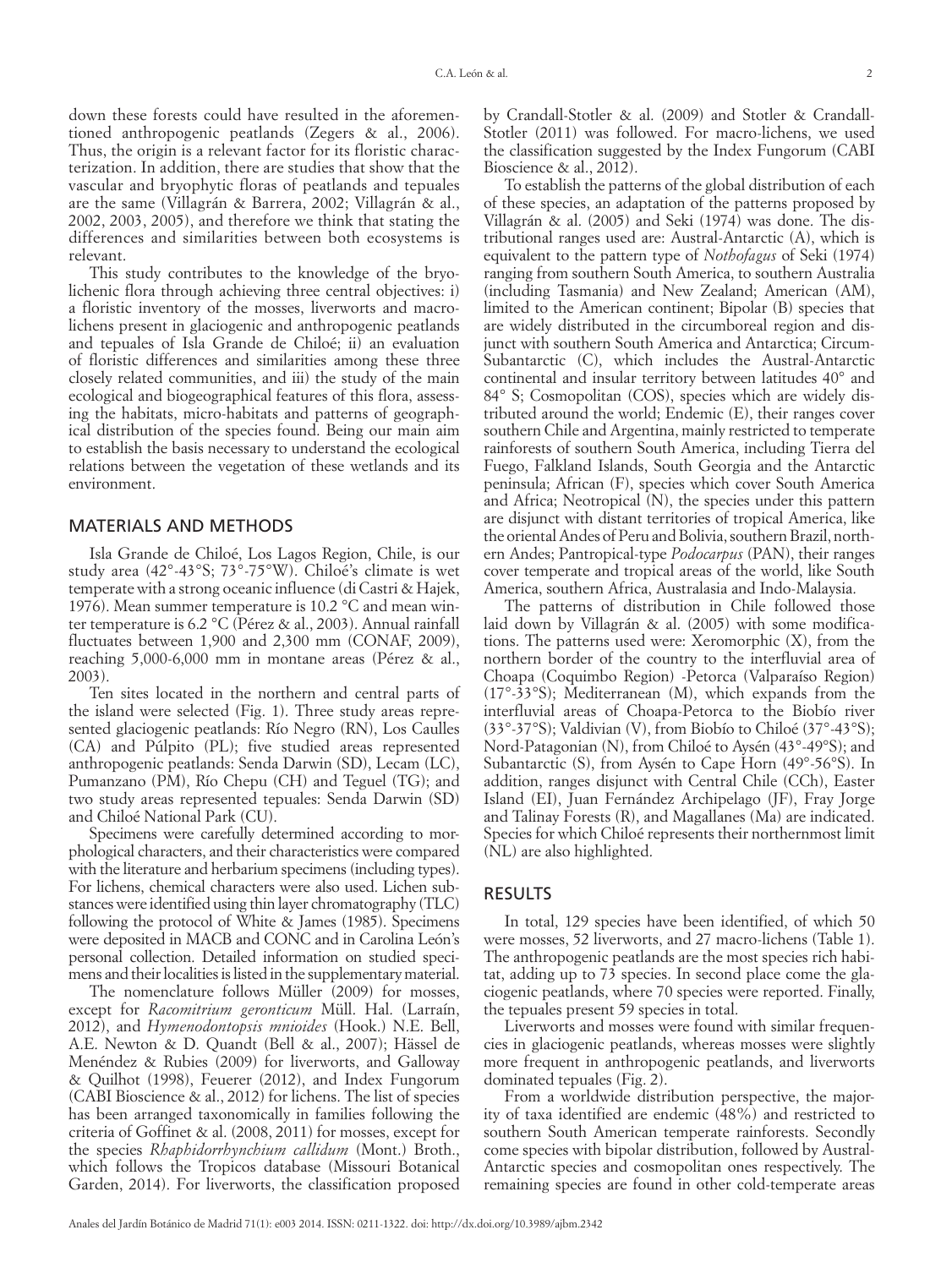down these forests could have resulted in the aforementioned anthropogenic peatlands (Zegers & al., 2006). Thus, the origin is a relevant factor for its floristic characterization. In addition, there are studies that show that the vascular and bryophytic floras of peatlands and tepuales are the same (Villagrán & Barrera, 2002; Villagrán & al., 2002, 2003, 2005), and therefore we think that stating the differences and similarities between both ecosystems is relevant.

This study contributes to the knowledge of the bryolichenic flora through achieving three central objectives: i) a floristic inventory of the mosses, liverworts and macrolichens present in glaciogenic and anthropogenic peatlands and tepuales of Isla Grande de Chiloé; ii) an evaluation of floristic differences and similarities among these three closely related communities, and iii) the study of the main ecological and biogeographical features of this flora, assessing the habitats, micro-habitats and patterns of geographical distribution of the species found. Being our main aim to establish the basis necessary to understand the ecological relations between the vegetation of these wetlands and its environment.

## MATERIALS AND METHODS

Isla Grande de Chiloé, Los Lagos Region, Chile, is our study area (42°-43°S; 73°-75°W). Chiloé's climate is wet temperate with a strong oceanic influence (di Castri & Hajek, 1976). Mean summer temperature is 10.2 °C and mean winter temperature is 6.2 °C (Pérez & al., 2003). Annual rainfall fluctuates between 1,900 and 2,300 mm (CONAF, 2009), reaching 5,000-6,000 mm in montane areas (Pérez & al., 2003).

Ten sites located in the northern and central parts of the island were selected (Fig. 1). Three study areas represented glaciogenic peatlands: Río Negro (RN), Los Caulles (CA) and Púlpito (PL); five studied areas represented anthropogenic peatlands: Senda Darwin (SD), Lecam (LC), Pumanzano (PM), Río Chepu (CH) and Teguel (TG); and two study areas represented tepuales: Senda Darwin (SD) and Chiloé National Park (CU).

Specimens were carefully determined according to morphological characters, and their characteristics were compared with the literature and herbarium specimens (including types). For lichens, chemical characters were also used. Lichen substances were identified using thin layer chromatography (TLC) following the protocol of White & James (1985). Specimens were deposited in MACB and CONC and in Carolina León's personal collection. Detailed information on studied specimens and their localities is listed in the supplementary material.

The nomenclature follows Müller (2009) for mosses, except for *Racomitrium geronticum* Müll. Hal. (Larraín, 2012), and *Hymenodontopsis mnioides* (Hook.) N.E. Bell, A.E. Newton & D. Quandt (Bell & al., 2007); Hässel de Menéndez & Rubies (2009) for liverworts, and Galloway & Quilhot (1998), Feuerer (2012), and Index Fungorum (CABI Bioscience & al., 2012) for lichens. The list of species has been arranged taxonomically in families following the criteria of Goffinet & al. (2008, 2011) for mosses, except for the species *Rhaphidorrhynchium callidum* (Mont.) Broth., which follows the Tropicos database (Missouri Botanical Garden, 2014). For liverworts, the classification proposed by Crandall-Stotler & al. (2009) and Stotler & Crandall-Stotler (2011) was followed. For macro-lichens, we used the classification suggested by the Index Fungorum (CABI Bioscience & al., 2012).

To establish the patterns of the global distribution of each of these species, an adaptation of the patterns proposed by Villagrán & al. (2005) and Seki (1974) was done. The distributional ranges used are: Austral-Antarctic (A), which is equivalent to the pattern type of *Nothofagus* of Seki (1974) ranging from southern South America, to southern Australia (including Tasmania) and New Zealand; American (AM), limited to the American continent; Bipolar (B) species that are widely distributed in the circumboreal region and disjunct with southern South America and Antarctica; Circum-Subantarctic (C), which includes the Austral-Antarctic continental and insular territory between latitudes 40° and 84° S; Cosmopolitan (COS), species which are widely distributed around the world; Endemic (E), their ranges cover southern Chile and Argentina, mainly restricted to temperate rainforests of southern South America, including Tierra del Fuego, Falkland Islands, South Georgia and the Antarctic peninsula; African (F), species which cover South America and Africa; Neotropical (N), the species under this pattern are disjunct with distant territories of tropical America, like the oriental Andes of Peru and Bolivia, southern Brazil, northern Andes; Pantropical-type *Podocarpus* (PAN), their ranges cover temperate and tropical areas of the world, like South America, southern Africa, Australasia and Indo-Malaysia.

The patterns of distribution in Chile followed those laid down by Villagrán & al. (2005) with some modifications. The patterns used were: Xeromorphic (X), from the northern border of the country to the interfluvial area of Choapa (Coquimbo Region) -Petorca (Valparaíso Region) (17°-33°S); Mediterranean (M), which expands from the interfluvial areas of Choapa-Petorca to the Biobío river (33°-37°S); Valdivian (V), from Biobío to Chiloé (37°-43°S); Nord-Patagonian (N), from Chiloé to Aysén (43°-49°S); and Subantarctic (S), from Aysén to Cape Horn (49°-56°S). In addition, ranges disjunct with Central Chile (CCh), Easter Island (EI), Juan Fernández Archipelago (JF), Fray Jorge and Talinay Forests (R), and Magallanes (Ma) are indicated. Species for which Chiloé represents their northernmost limit (NL) are also highlighted.

## RESULTS

In total, 129 species have been identified, of which 50 were mosses, 52 liverworts, and 27 macro-lichens (Table 1). The anthropogenic peatlands are the most species rich habitat, adding up to 73 species. In second place come the glaciogenic peatlands, where 70 species were reported. Finally, the tepuales present 59 species in total.

Liverworts and mosses were found with similar frequencies in glaciogenic peatlands, whereas mosses were slightly more frequent in anthropogenic peatlands, and liverworts dominated tepuales (Fig. 2).

From a worldwide distribution perspective, the majority of taxa identified are endemic (48%) and restricted to southern South American temperate rainforests. Secondly come species with bipolar distribution, followed by Austral-Antarctic species and cosmopolitan ones respectively. The remaining species are found in other cold-temperate areas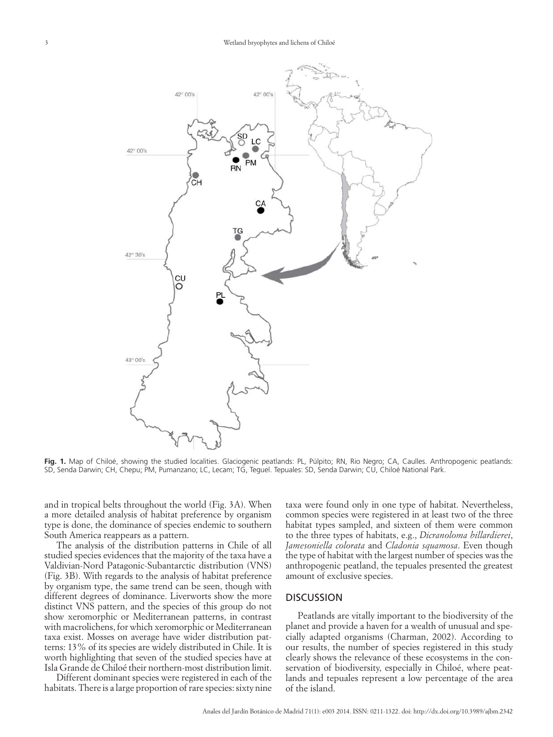**Fig. 1.** Map of Chiloé, showing the studied localities. Glaciogenic peatlands: PL, Púlpito; RN, Rio Negro; CA, Caulles. Anthropogenic peatlands: SD, Senda Darwin; CH, Chepu; PM, Pumanzano; LC, Lecam; TG, Teguel. Tepuales: SD, Senda Darwin; CU, Chiloé National Park.

and in tropical belts throughout the world (Fig. 3A). When a more detailed analysis of habitat preference by organism type is done, the dominance of species endemic to southern South America reappears as a pattern.

The analysis of the distribution patterns in Chile of all studied species evidences that the majority of the taxa have a Valdivian-Nord Patagonic-Subantarctic distribution (VNS) (Fig. 3B). With regards to the analysis of habitat preference by organism type, the same trend can be seen, though with different degrees of dominance. Liverworts show the more distinct VNS pattern, and the species of this group do not show xeromorphic or Mediterranean patterns, in contrast with macrolichens, for which xeromorphic or Mediterranean taxa exist. Mosses on average have wider distribution patterns: 13% of its species are widely distributed in Chile. It is worth highlighting that seven of the studied species have at Isla Grande de Chiloé their northern-most distribution limit.

Different dominant species were registered in each of the habitats. There is a large proportion of rare species: sixty nine taxa were found only in one type of habitat. Nevertheless, common species were registered in at least two of the three habitat types sampled, and sixteen of them were common to the three types of habitats, e.g., *Dicranoloma billardierei*, *Jamesoniella colorata* and *Cladonia squamosa*. Even though the type of habitat with the largest number of species was the anthropogenic peatland, the tepuales presented the greatest amount of exclusive species.

## DISCUSSION

Peatlands are vitally important to the biodiversity of the planet and provide a haven for a wealth of unusual and specially adapted organisms (Charman, 2002). According to our results, the number of species registered in this study clearly shows the relevance of these ecosystems in the conservation of biodiversity, especially in Chiloé, where peatlands and tepuales represent a low percentage of the area of the island.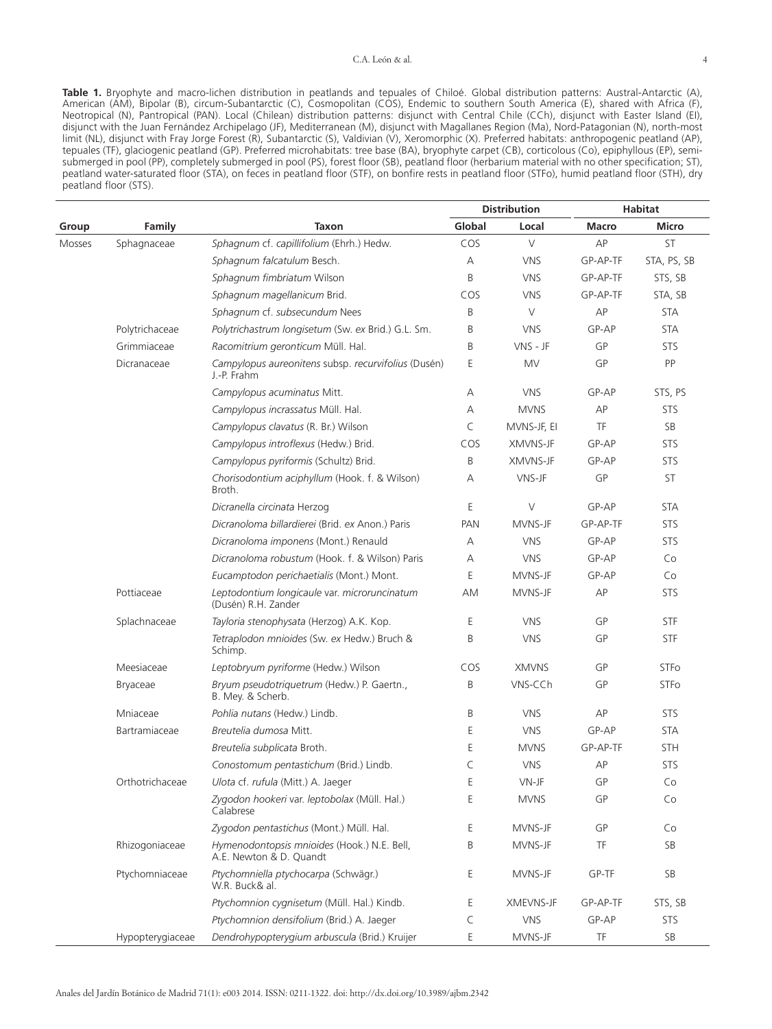**Table 1.** Bryophyte and macro-lichen distribution in peatlands and tepuales of Chiloé. Global distribution patterns: Austral-Antarctic (A), American (AM), Bipolar (B), circum-Subantarctic (C), Cosmopolitan (COS), Endemic to southern South America (E), shared with Africa (F), Neotropical (N), Pantropical (PAN). Local (Chilean) distribution patterns: disjunct with Central Chile (CCh), disjunct with Easter Island (EI), disjunct with the Juan Fernández Archipelago (JF), Mediterranean (M), disjunct with Magallanes Region (Ma), Nord-Patagonian (N), north-most limit (NL), disjunct with Fray Jorge Forest (R), Subantarctic (S), Valdivian (V), Xeromorphic (X). Preferred habitats: anthropogenic peatland (AP), tepuales (TF), glaciogenic peatland (GP). Preferred microhabitats: tree base (BA), bryophyte carpet (CB), corticolous (Co), epiphyllous (EP), semi-submerged in pool (PP), completely submerged in pool (PS), forest floor (SB), peatland floor (herbarium material with no other specification; ST), peatland water-saturated floor (STA), on feces in peatland floor (STF), on bonfire rests in peatland floor (STFo), humid peatland floor (STH), dry peatland floor (STS).

| Group | Family | Taxon | Distribution | | Habitat | |
|---|---|---|---|---|---|---|
| | | | Global | Local | Macro | Micro |
| Mosses | Sphagnaceae | *Sphagnum* cf. *capillifolium* (Ehrh.) Hedw. | COS | V | AP | ST |
| | | *Sphagnum falcatulum* Besch. | A | VNS | GP-AP-TF | STA, PS, SB |
| | | *Sphagnum fimbriatum* Wilson | B | VNS | GP-AP-TF | STS, SB |
| | | *Sphagnum magellanicum* Brid. | COS | VNS | GP-AP-TF | STA, SB |
| | | *Sphagnum* cf. *subsecundum* Nees | B | V | AP | STA |
| | Polytrichaceae | *Polytrichastrum longisetum* (Sw. *ex* Brid.) G.L. Sm. | B | VNS | GP-AP | STA |
| | Grimmiaceae | *Racomitrium geronticum* Müll. Hal. | B | VNS - JF | GP | STS |
| | Dicranaceae | *Campylopus aureonitens* subsp. *recurvifolius* (Dusén) J.-P. Frahm | E | MV | GP | PP |
| | | *Campylopus acuminatus* Mitt. | A | VNS | GP-AP | STS, PS |
| | | *Campylopus incrassatus* Müll. Hal. | A | MVNS | AP | STS |
| | | *Campylopus clavatus* (R. Br.) Wilson | C | MVNS-JF, EI | TF | SB |
| | | *Campylopus introflexus* (Hedw.) Brid. | COS | XMVNS-JF | GP-AP | STS |
| | | *Campylopus pyriformis* (Schultz) Brid. | B | XMVNS-JF | GP-AP | STS |
| | | *Chorisodontium aciphyllum* (Hook. f. & Wilson) Broth. | A | VNS-JF | GP | ST |
| | | *Dicranella circinata* Herzog | E | V | GP-AP | STA |
| | | *Dicranoloma billardierei* (Brid. *ex* Anon.) Paris | PAN | MVNS-JF | GP-AP-TF | STS |
| | | *Dicranoloma imponens* (Mont.) Renauld | A | VNS | GP-AP | STS |
| | | *Dicranoloma robustum* (Hook. f. & Wilson) Paris | A | VNS | GP-AP | Co |
| | | *Eucamptodon perichaetialis* (Mont.) Mont. | E | MVNS-JF | GP-AP | Co |
| | Pottiaceae | *Leptodontium longicaule* var. *microruncinatum* (Dusén) R.H. Zander | AM | MVNS-JF | AP | STS |
| | Splachnaceae | *Tayloria stenophysata* (Herzog) A.K. Kop. | E | VNS | GP | STF |
| | | *Tetraplodon mnioides* (Sw. *ex* Hedw.) Bruch & Schimp. | B | VNS | GP | STF |
| | Meesiaceae | *Leptobryum pyriforme* (Hedw.) Wilson | COS | XMVNS | GP | STFo |
| | Bryaceae | *Bryum pseudotriquetrum* (Hedw.) P. Gaertn., B. Mey. & Scherb. | B | VNS-CCh | GP | STFo |
| | Mniaceae | *Pohlia nutans* (Hedw.) Lindb. | B | VNS | AP | STS |
| | Bartramiaceae | *Breutelia dumosa* Mitt. | E | VNS | GP-AP | STA |
| | | *Breutelia subplicata* Broth. | E | MVNS | GP-AP-TF | STH |
| | | *Conostomum pentastichum* (Brid.) Lindb. | C | VNS | AP | STS |
| | Orthotrichaceae | *Ulota* cf. *rufula* (Mitt.) A. Jaeger | E | VN-JF | GP | Co |
| | | *Zygodon hookeri* var. *leptobolax* (Müll. Hal.) Calabrese | E | MVNS | GP | Co |
| | | *Zygodon pentastichus* (Mont.) Müll. Hal. | E | MVNS-JF | GP | Co |
| | Rhizogoniaceae | *Hymenodontopsis mnioides* (Hook.) N.E. Bell, A.E. Newton & D. Quandt | B | MVNS-JF | TF | SB |
| | Ptychomniaceae | *Ptychomniella ptychocarpa* (Schwägr.) W.R. Buck& al. | E | MVNS-JF | GP-TF | SB |
| | | *Ptychomnion cygnisetum* (Müll. Hal.) Kindb. | E | XMEVNS-JF | GP-AP-TF | STS, SB |
| | | *Ptychomnion densifolium* (Brid.) A. Jaeger | C | VNS | GP-AP | STS |
| | Hypopterygiaceae | *Dendrohypopterygium arbuscula* (Brid.) Kruijer | E | MVNS-JF | TF | SB |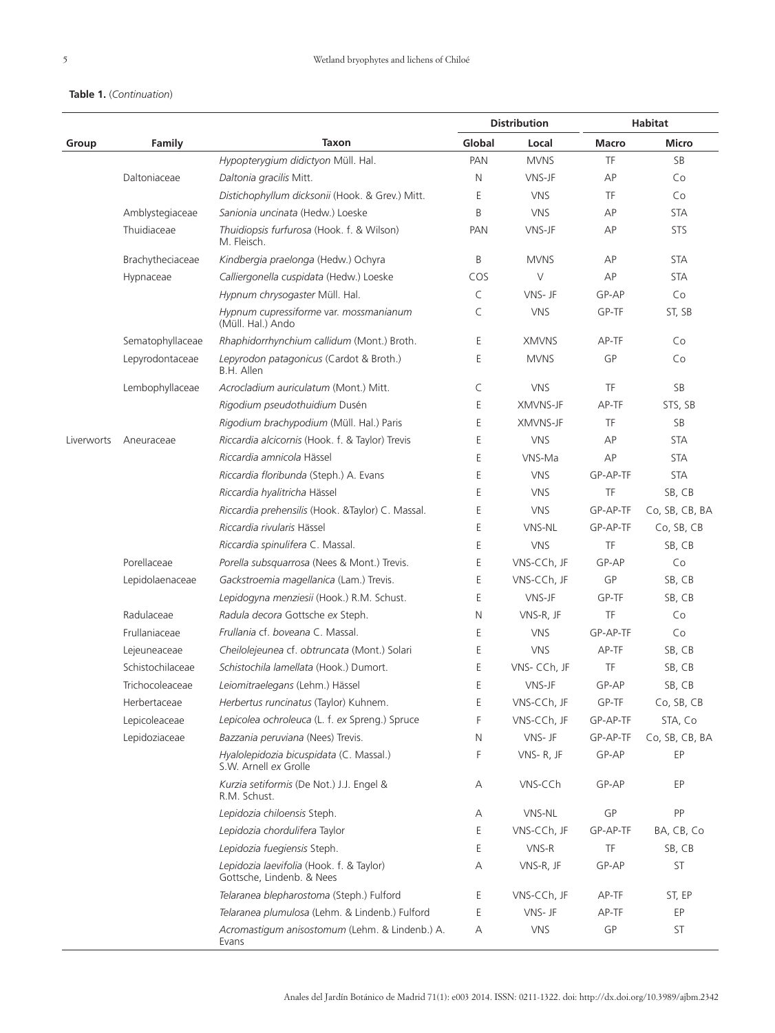**Table 1.** (*Continuation*)

| Group | Family | Taxon | Distribution | | Habitat | |
|---|---|---|---|---|---|---|
| | | | Global | Local | Macro | Micro |
| | | *Hypopterygium didictyon* Müll. Hal. | PAN | MVNS | TF | SB |
| | Daltoniaceae | *Daltonia gracilis* Mitt. | N | VNS-JF | AP | Co |
| | | *Distichophyllum dicksonii* (Hook. & Grev.) Mitt. | E | VNS | TF | Co |
| | Amblystegiaceae | *Sanionia uncinata* (Hedw.) Loeske | B | VNS | AP | STA |
| | Thuidiaceae | *Thuidiopsis furfurosa* (Hook. f. & Wilson) M. Fleisch. | PAN | VNS-JF | AP | STS |
| | Brachytheciaceae | *Kindbergia praelonga* (Hedw.) Ochyra | B | MVNS | AP | STA |
| | Hypnaceae | *Calliergonella cuspidata* (Hedw.) Loeske | COS | V | AP | STA |
| | | *Hypnum chrysogaster* Müll. Hal. | C | VNS- JF | GP-AP | Co |
| | | *Hypnum cupressiforme* var. *mossmanianum* (Müll. Hal.) Ando | C | VNS | GP-TF | ST, SB |
| | Sematophyllaceae | *Rhaphidorrhynchium callidum* (Mont.) Broth. | E | XMVNS | AP-TF | Co |
| | Lepyrodontaceae | *Lepyrodon patagonicus* (Cardot & Broth.) B.H. Allen | E | MVNS | GP | Co |
| | Lembophyllaceae | *Acrocladium auriculatum* (Mont.) Mitt. | C | VNS | TF | SB |
| | | *Rigodium pseudothuidium* Dusén | E | XMVNS-JF | AP-TF | STS, SB |
| | | *Rigodium brachypodium* (Müll. Hal.) Paris | E | XMVNS-JF | TF | SB |
| Liverworts | Aneuraceae | *Riccardia alcicornis* (Hook. f. & Taylor) Trevis | E | VNS | AP | STA |
| | | *Riccardia amnicola* Hässel | E | VNS-Ma | AP | STA |
| | | *Riccardia floribunda* (Steph.) A. Evans | E | VNS | GP-AP-TF | STA |
| | | *Riccardia hyalitricha* Hässel | E | VNS | TF | SB, CB |
| | | *Riccardia prehensilis* (Hook. &Taylor) C. Massal. | E | VNS | GP-AP-TF | Co, SB, CB, BA |
| | | *Riccardia rivularis* Hässel | E | VNS-NL | GP-AP-TF | Co, SB, CB |
| | | *Riccardia spinulifera* C. Massal. | E | VNS | TF | SB, CB |
| | Porellaceae | *Porella subsquarrosa* (Nees & Mont.) Trevis. | E | VNS-CCh, JF | GP-AP | Co |
| | Lepidolaenaceae | *Gackstroemia magellanica* (Lam.) Trevis. | E | VNS-CCh, JF | GP | SB, CB |
| | | *Lepidogyna menziesii* (Hook.) R.M. Schust. | E | VNS-JF | GP-TF | SB, CB |
| | Radulaceae | *Radula decora* Gottsche *ex* Steph. | N | VNS-R, JF | TF | Co |
| | Frullaniaceae | *Frullania* cf. *boveana* C. Massal. | E | VNS | GP-AP-TF | Co |
| | Lejeuneaceae | *Cheilolejeunea* cf. *obtruncata* (Mont.) Solari | E | VNS | AP-TF | SB, CB |
| | Schistochilaceae | *Schistochila lamellata* (Hook.) Dumort. | E | VNS- CCh, JF | TF | SB, CB |
| | Trichocoleaceae | *Leiomitraelegans* (Lehm.) Hässel | E | VNS-JF | GP-AP | SB, CB |
| | Herbertaceae | *Herbertus runcinatus* (Taylor) Kuhnem. | E | VNS-CCh, JF | GP-TF | Co, SB, CB |
| | Lepicoleaceae | *Lepicolea ochroleuca* (L. f. *ex* Spreng.) Spruce | F | VNS-CCh, JF | GP-AP-TF | STA, Co |
| | Lepidoziaceae | *Bazzania peruviana* (Nees) Trevis. | N | VNS- JF | GP-AP-TF | Co, SB, CB, BA |
| | | *Hyalolepidozia bicuspidata* (C. Massal.) S.W. Arnell *ex* Grolle | F | VNS- R, JF | GP-AP | EP |
| | | *Kurzia setiformis* (De Not.) J.J. Engel & R.M. Schust. | A | VNS-CCh | GP-AP | EP |
| | | *Lepidozia chiloensis* Steph. | A | VNS-NL | GP | PP |
| | | *Lepidozia chordulifera* Taylor | E | VNS-CCh, JF | GP-AP-TF | BA, CB, Co |
| | | *Lepidozia fuegiensis* Steph. | E | VNS-R | TF | SB, CB |
| | | *Lepidozia laevifolia* (Hook. f. & Taylor) Gottsche, Lindenb. & Nees | A | VNS-R, JF | GP-AP | ST |
| | | *Telaranea blepharostoma* (Steph.) Fulford | E | VNS-CCh, JF | AP-TF | ST, EP |
| | | *Telaranea plumulosa* (Lehm. & Lindenb.) Fulford | E | VNS- JF | AP-TF | EP |
| | | *Acromastigum anisostomum* (Lehm. & Lindenb.) A. Evans | A | VNS | GP | ST |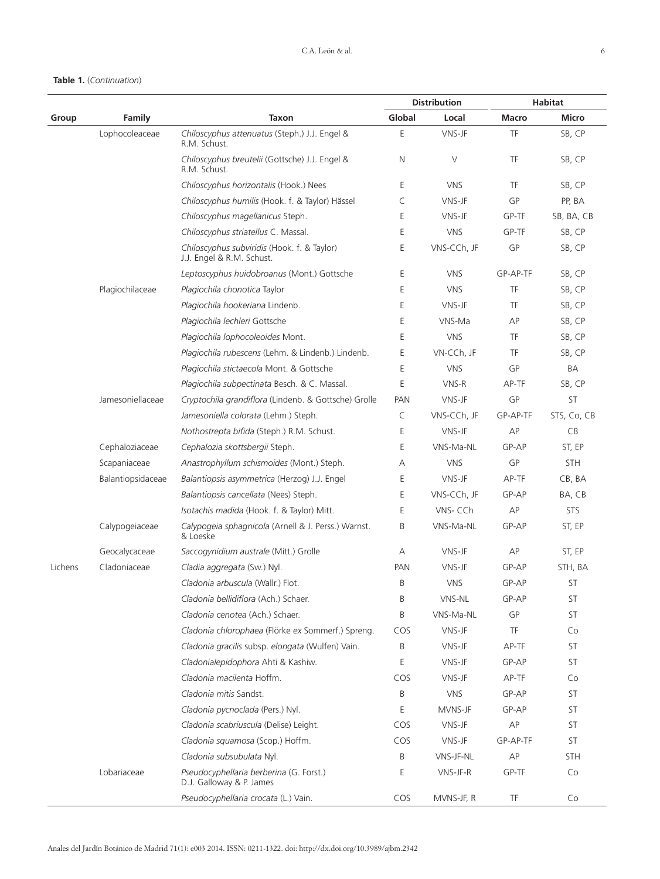**Table 1.** (*Continuation*)

| Group | Family | Taxon | Distribution | | Habitat | |
|---|---|---|---|---|---|---|
| | | | Global | Local | Macro | Micro |
| | Lophocoleaceae | *Chiloscyphus attenuatus* (Steph.) J.J. Engel & R.M. Schust. | E | VNS-JF | TF | SB, CP |
| | | *Chiloscyphus breutelii* (Gottsche) J.J. Engel & R.M. Schust. | N | V | TF | SB, CP |
| | | *Chiloscyphus horizontalis* (Hook.) Nees | E | VNS | TF | SB, CP |
| | | *Chiloscyphus humilis* (Hook. f. & Taylor) Hässel | C | VNS-JF | GP | PP, BA |
| | | *Chiloscyphus magellanicus* Steph. | E | VNS-JF | GP-TF | SB, BA, CB |
| | | *Chiloscyphus striatellus* C. Massal. | E | VNS | GP-TF | SB, CP |
| | | *Chiloscyphus subviridis* (Hook. f. & Taylor) J.J. Engel & R.M. Schust. | E | VNS-CCh, JF | GP | SB, CP |
| | | *Leptoscyphus huidobroanus* (Mont.) Gottsche | E | VNS | GP-AP-TF | SB, CP |
| | Plagiochilaceae | *Plagiochila chonotica* Taylor | E | VNS | TF | SB, CP |
| | | *Plagiochila hookeriana* Lindenb. | E | VNS-JF | TF | SB, CP |
| | | *Plagiochila lechleri* Gottsche | E | VNS-Ma | AP | SB, CP |
| | | *Plagiochila lophocoleoides* Mont. | E | VNS | TF | SB, CP |
| | | *Plagiochila rubescens* (Lehm. & Lindenb.) Lindenb. | E | VN-CCh, JF | TF | SB, CP |
| | | *Plagiochila stictaecola* Mont. & Gottsche | E | VNS | GP | BA |
| | | *Plagiochila subpectinata* Besch. & C. Massal. | E | VNS-R | AP-TF | SB, CP |
| | Jamesoniellaceae | *Cryptochila grandiflora* (Lindenb. & Gottsche) Grolle | PAN | VNS-JF | GP | ST |
| | | *Jamesoniella colorata* (Lehm.) Steph. | C | VNS-CCh, JF | GP-AP-TF | STS, Co, CB |
| | | *Nothostrepta bifida* (Steph.) R.M. Schust. | E | VNS-JF | AP | CB |
| | Cephaloziaceae | *Cephalozia skottsbergii* Steph. | E | VNS-Ma-NL | GP-AP | ST, EP |
| | Scapaniaceae | *Anastrophyllum schismoides* (Mont.) Steph. | A | VNS | GP | STH |
| | Balantiopsidaceae | *Balantiopsis asymmetrica* (Herzog) J.J. Engel | E | VNS-JF | AP-TF | CB, BA |
| | | *Balantiopsis cancellata* (Nees) Steph. | E | VNS-CCh, JF | GP-AP | BA, CB |
| | | *Isotachis madida* (Hook. f. & Taylor) Mitt. | E | VNS- CCh | AP | STS |
| | Calypogeiaceae | *Calypogeia sphagnicola* (Arnell & J. Perss.) Warnst. & Loeske | B | VNS-Ma-NL | GP-AP | ST, EP |
| | Geocalycaceae | *Saccogynidium australe* (Mitt.) Grolle | A | VNS-JF | AP | ST, EP |
| Lichens | Cladoniaceae | *Cladia aggregata* (Sw.) Nyl. | PAN | VNS-JF | GP-AP | STH, BA |
| | | *Cladonia arbuscula* (Wallr.) Flot. | B | VNS | GP-AP | ST |
| | | *Cladonia bellidiflora* (Ach.) Schaer. | B | VNS-NL | GP-AP | ST |
| | | *Cladonia cenotea* (Ach.) Schaer. | B | VNS-Ma-NL | GP | ST |
| | | *Cladonia chlorophaea* (Flörke *ex* Sommerf.) Spreng. | COS | VNS-JF | TF | Co |
| | | *Cladonia gracilis* subsp. *elongata* (Wulfen) Vain. | B | VNS-JF | AP-TF | ST |
| | | *Cladonialepidophora* Ahti & Kashiw. | E | VNS-JF | GP-AP | ST |
| | | *Cladonia macilenta* Hoffm. | COS | VNS-JF | AP-TF | Co |
| | | *Cladonia mitis* Sandst. | B | VNS | GP-AP | ST |
| | | *Cladonia pycnoclada* (Pers.) Nyl. | E | MVNS-JF | GP-AP | ST |
| | | *Cladonia scabriuscula* (Delise) Leight. | COS | VNS-JF | AP | ST |
| | | *Cladonia squamosa* (Scop.) Hoffm. | COS | VNS-JF | GP-AP-TF | ST |
| | | *Cladonia subsubulata* Nyl. | B | VNS-JF-NL | AP | STH |
| | Lobariaceae | *Pseudocyphellaria berberina* (G. Forst.) D.J. Galloway & P. James | E | VNS-JF-R | GP-TF | Co |
| | | *Pseudocyphellaria crocata* (L.) Vain. | COS | MVNS-JF, R | TF | Co |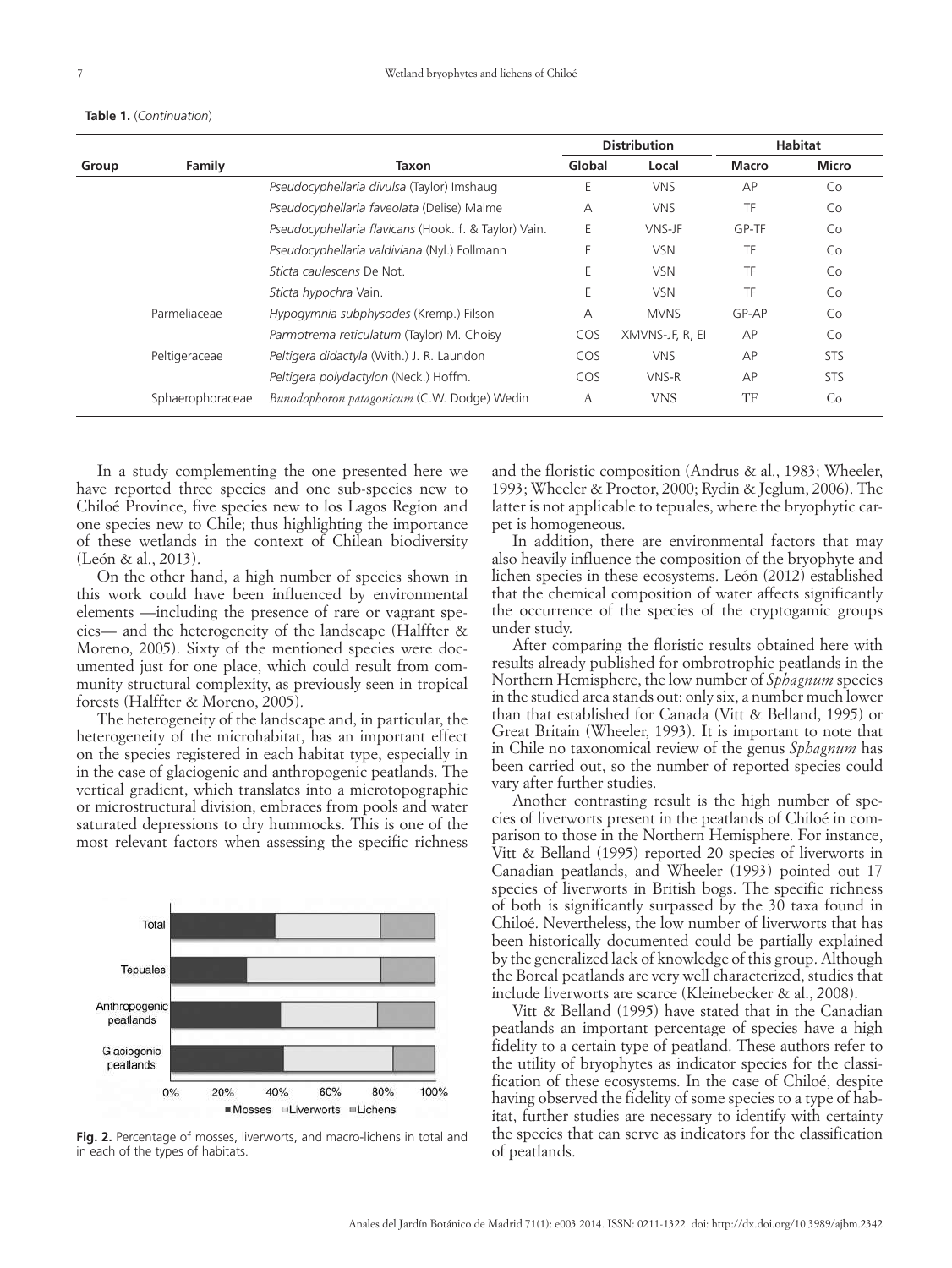**Table 1.** (*Continuation*)

| Group | Family | Taxon | Distribution | | Habitat | |
|---|---|---|---|---|---|---|
| | | | Global | Local | Macro | Micro |
| | | *Pseudocyphellaria divulsa* (Taylor) Imshaug | E | VNS | AP | Co |
| | | *Pseudocyphellaria faveolata* (Delise) Malme | A | VNS | TF | Co |
| | | *Pseudocyphellaria flavicans* (Hook. f. & Taylor) Vain. | E | VNS-JF | GP-TF | Co |
| | | *Pseudocyphellaria valdiviana* (Nyl.) Follmann | E | VSN | TF | Co |
| | | *Sticta caulescens* De Not. | E | VSN | TF | Co |
| | | *Sticta hypochra* Vain. | E | VSN | TF | Co |
| | Parmeliaceae | *Hypogymnia subphysodes* (Kremp.) Filson | A | MVNS | GP-AP | Co |
| | | *Parmotrema reticulatum* (Taylor) M. Choisy | COS | XMVNS-JF, R, EI | AP | Co |
| | Peltigeraceae | *Peltigera didactyla* (With.) J. R. Laundon | COS | VNS | AP | STS |
| | | *Peltigera polydactylon* (Neck.) Hoffm. | COS | VNS-R | AP | STS |
| | Sphaerophoraceae | *Bunodophoron patagonicum* (C.W. Dodge) Wedin | A | VNS | TF | Co |

In a study complementing the one presented here we have reported three species and one sub-species new to Chiloé Province, five species new to los Lagos Region and one species new to Chile; thus highlighting the importance of these wetlands in the context of Chilean biodiversity (León & al., 2013).

On the other hand, a high number of species shown in this work could have been influenced by environmental elements —including the presence of rare or vagrant species— and the heterogeneity of the landscape (Halffter & Moreno, 2005). Sixty of the mentioned species were documented just for one place, which could result from community structural complexity, as previously seen in tropical forests (Halffter & Moreno, 2005).

The heterogeneity of the landscape and, in particular, the heterogeneity of the microhabitat, has an important effect on the species registered in each habitat type, especially in in the case of glaciogenic and anthropogenic peatlands. The vertical gradient, which translates into a microtopographic or microstructural division, embraces from pools and water saturated depressions to dry hummocks. This is one of the most relevant factors when assessing the specific richness

**Fig. 2.** Percentage of mosses, liverworts, and macro-lichens in total and in each of the types of habitats.

and the floristic composition (Andrus & al., 1983; Wheeler, 1993; Wheeler & Proctor, 2000; Rydin & Jeglum, 2006). The latter is not applicable to tepuales, where the bryophytic carpet is homogeneous.

In addition, there are environmental factors that may also heavily influence the composition of the bryophyte and lichen species in these ecosystems. León (2012) established that the chemical composition of water affects significantly the occurrence of the species of the cryptogamic groups under study.

After comparing the floristic results obtained here with results already published for ombrotrophic peatlands in the Northern Hemisphere, the low number of *Sphagnum* species in the studied area stands out: only six, a number much lower than that established for Canada (Vitt & Belland, 1995) or Great Britain (Wheeler, 1993). It is important to note that in Chile no taxonomical review of the genus *Sphagnum* has been carried out, so the number of reported species could vary after further studies.

Another contrasting result is the high number of species of liverworts present in the peatlands of Chiloé in comparison to those in the Northern Hemisphere. For instance, Vitt & Belland (1995) reported 20 species of liverworts in Canadian peatlands, and Wheeler (1993) pointed out 17 species of liverworts in British bogs. The specific richness of both is significantly surpassed by the 30 taxa found in Chiloé. Nevertheless, the low number of liverworts that has been historically documented could be partially explained by the generalized lack of knowledge of this group. Although the Boreal peatlands are very well characterized, studies that include liverworts are scarce (Kleinebecker & al., 2008).

Vitt & Belland (1995) have stated that in the Canadian peatlands an important percentage of species have a high fidelity to a certain type of peatland. These authors refer to the utility of bryophytes as indicator species for the classification of these ecosystems. In the case of Chiloé, despite having observed the fidelity of some species to a type of habitat, further studies are necessary to identify with certainty the species that can serve as indicators for the classification of peatlands.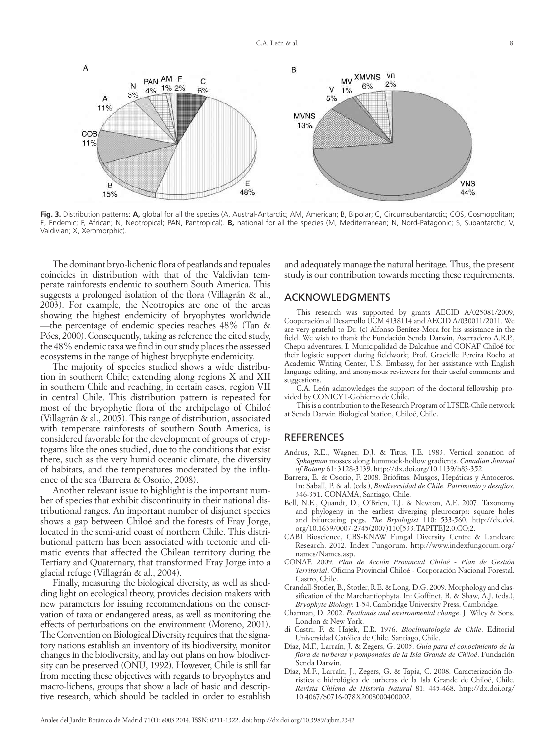**Fig. 3.** Distribution patterns: **A,** global for all the species (A, Austral-Antarctic; AM, American; B, Bipolar; C, Circumsubantarctic; COS, Cosmopolitan; E, Endemic; F, African; N, Neotropical; PAN, Pantropical). **B,** national for all the species (M, Mediterranean; N, Nord-Patagonic; S, Subantarctic; V, Valdivian; X, Xeromorphic).

The dominant bryo-lichenic flora of peatlands and tepuales coincides in distribution with that of the Valdivian temperate rainforests endemic to southern South America. This suggests a prolonged isolation of the flora (Villagrán & al., 2003). For example, the Neotropics are one of the areas showing the highest endemicity of bryophytes worldwide —the percentage of endemic species reaches 48% (Tan & Pócs, 2000). Consequently, taking as reference the cited study, the 48% endemic taxa we find in our study places the assessed ecosystems in the range of highest bryophyte endemicity.

The majority of species studied shows a wide distribution in southern Chile; extending along regions X and XII in southern Chile and reaching, in certain cases, region VII in central Chile. This distribution pattern is repeated for most of the bryophytic flora of the archipelago of Chiloé (Villagrán & al., 2005). This range of distribution, associated with temperate rainforests of southern South America, is considered favorable for the development of groups of cryptogams like the ones studied, due to the conditions that exist there, such as the very humid oceanic climate, the diversity of habitats, and the temperatures moderated by the influence of the sea (Barrera & Osorio, 2008).

Another relevant issue to highlight is the important number of species that exhibit discontinuity in their national distributional ranges. An important number of disjunct species shows a gap between Chiloé and the forests of Fray Jorge, located in the semi-arid coast of northern Chile. This distributional pattern has been associated with tectonic and climatic events that affected the Chilean territory during the Tertiary and Quaternary, that transformed Fray Jorge into a glacial refuge (Villagrán & al., 2004).

Finally, measuring the biological diversity, as well as shedding light on ecological theory, provides decision makers with new parameters for issuing recommendations on the conservation of taxa or endangered areas, as well as monitoring the effects of perturbations on the environment (Moreno, 2001). The Convention on Biological Diversity requires that the signatory nations establish an inventory of its biodiversity, monitor changes in the biodiversity, and lay out plans on how biodiversity can be preserved (ONU, 1992). However, Chile is still far from meeting these objectives with regards to bryophytes and macro-lichens, groups that show a lack of basic and descriptive research, which should be tackled in order to establish and adequately manage the natural heritage. Thus, the present study is our contribution towards meeting these requirements.

## ACKNOWLEDGMENTS

This research was supported by grants AECID A/025081/2009, Cooperación al Desarrollo UCM 4138114 and AECID A/030011/2011. We are very grateful to Dr. (c) Alfonso Benítez-Mora for his assistance in the field. We wish to thank the Fundación Senda Darwin, Aserradero A.R.P., Chepu adventures, I. Municipalidad de Dalcahue and CONAF Chiloé for their logistic support during fieldwork; Prof. Gracielle Pereira Rocha at Academic Writing Center, U.S. Embassy, for her assistance with English language editing, and anonymous reviewers for their useful comments and suggestions.

C.A. León acknowledges the support of the doctoral fellowship provided by CONICYT-Gobierno de Chile.

This is a contribution to the Research Program of LTSER-Chile network at Senda Darwin Biological Station, Chiloé, Chile.

## REFERENCES

Andrus, R.E., Wagner, D.J. & Titus, J.E. 1983. Vertical zonation of *Sphagnum* mosses along hummock-hollow gradients. *Canadian Journal of Botany* 61: 3128-3139. http://dx.doi.org/10.1139/b83-352.

Barrera, E. & Osorio, F. 2008. Briófitas: Musgos, Hepáticas y Antoceros. In: Saball, P. & al. (eds.), *Biodiversidad de Chile. Patrimonio y desafíos*. 346-351. CONAMA, Santiago, Chile.

Bell, N.E., Quandt, D., O'Brien, T.J. & Newton, A.E. 2007. Taxonomy and phylogeny in the earliest diverging pleurocarps: square holes and bifurcating pegs. *The Bryologist* 110: 533-560. http://dx.doi.org/10.1639/0007-2745(2007)110[533:TAPITE]2.0.CO;2.

CABI Bioscience, CBS-KNAW Fungal Diversity Centre & Landcare Research. 2012. Index Fungorum. http://www.indexfungorum.org/names/Names.asp.

CONAF. 2009. *Plan de Acción Provincial Chiloé - Plan de Gestión Territorial*. Oficina Provincial Chiloé - Corporación Nacional Forestal. Castro, Chile.

Crandall-Stotler, B., Stotler, R.E. & Long, D.G. 2009. Morphology and classification of the Marchantiophyta. In: Goffinet, B. & Shaw, A.J. (eds.), *Bryophyte Biology*: 1-54. Cambridge University Press, Cambridge.

Charman, D. 2002. *Peatlands and environmental change*. J. Wiley & Sons. London & New York.

di Castri, F. & Hajek, E.R. 1976. *Bioclimatología de Chile*. Editorial Universidad Católica de Chile. Santiago, Chile.

Díaz, M.F., Larraín, J. & Zegers, G. 2005. *Guía para el conocimiento de la flora de turberas y pomponales de la Isla Grande de Chiloé*. Fundación Senda Darwin.

Díaz, M.F., Larraín, J., Zegers, G. & Tapia, C. 2008. Caracterización florística e hidrológica de turberas de la Isla Grande de Chiloé, Chile. *Revista Chilena de Historia Natural* 81: 445-468. http://dx.doi.org/10.4067/S0716-078X2008000400002.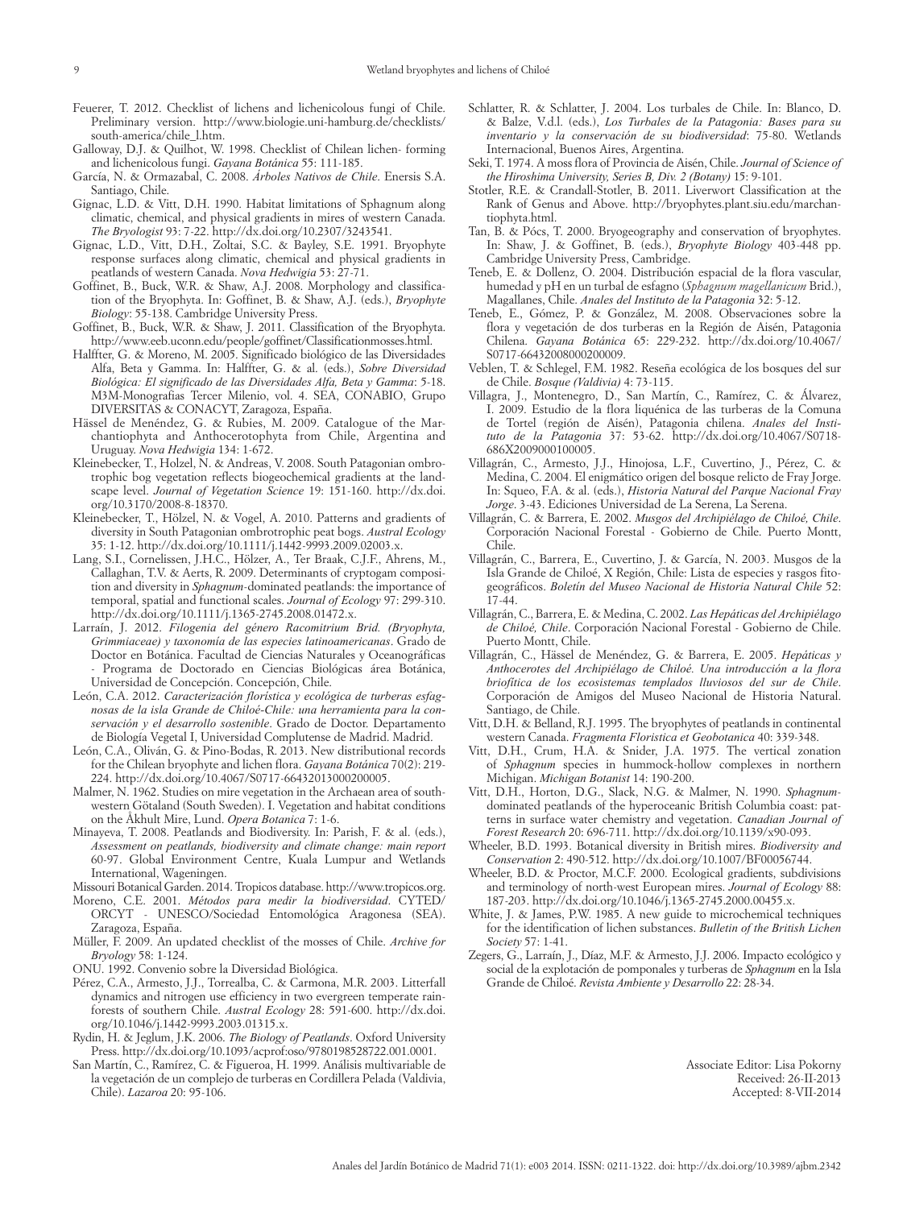Feuerer, T. 2012. Checklist of lichens and lichenicolous fungi of Chile. Preliminary version. http://www.biologie.uni-hamburg.de/checklists/south-america/chile_l.htm.

Galloway, D.J. & Quilhot, W. 1998. Checklist of Chilean lichen- forming and lichenicolous fungi. *Gayana Botánica* 55: 111-185.

García, N. & Ormazabal, C. 2008. *Árboles Nativos de Chile*. Enersis S.A. Santiago, Chile.

Gignac, L.D. & Vitt, D.H. 1990. Habitat limitations of Sphagnum along climatic, chemical, and physical gradients in mires of western Canada. *The Bryologist* 93: 7-22. http://dx.doi.org/10.2307/3243541.

Gignac, L.D., Vitt, D.H., Zoltai, S.C. & Bayley, S.E. 1991. Bryophyte response surfaces along climatic, chemical and physical gradients in peatlands of western Canada. *Nova Hedwigia* 53: 27-71.

Goffinet, B., Buck, W.R. & Shaw, A.J. 2008. Morphology and classification of the Bryophyta. In: Goffinet, B. & Shaw, A.J. (eds.), *Bryophyte Biology*: 55-138. Cambridge University Press.

Goffinet, B., Buck, W.R. & Shaw, J. 2011. Classification of the Bryophyta. http://www.eeb.uconn.edu/people/goffinet/Classificationmosses.html.

Halffter, G. & Moreno, M. 2005. Significado biológico de las Diversidades Alfa, Beta y Gamma. In: Halffter, G. & al. (eds.), *Sobre Diversidad Biológica: El significado de las Diversidades Alfa, Beta y Gamma*: 5-18. M3M-Monografias Tercer Milenio, vol. 4. SEA, CONABIO, Grupo DIVERSITAS & CONACYT, Zaragoza, España.

Hässel de Menéndez, G. & Rubies, M. 2009. Catalogue of the Marchantiophyta and Anthocerotophyta from Chile, Argentina and Uruguay. *Nova Hedwigia* 134: 1-672.

Kleinebecker, T., Holzel, N. & Andreas, V. 2008. South Patagonian ombrotrophic bog vegetation reflects biogeochemical gradients at the landscape level. *Journal of Vegetation Science* 19: 151-160. http://dx.doi.org/10.3170/2008-8-18370.

Kleinebecker, T., Hölzel, N. & Vogel, A. 2010. Patterns and gradients of diversity in South Patagonian ombrotrophic peat bogs. *Austral Ecology* 35: 1-12. http://dx.doi.org/10.1111/j.1442-9993.2009.02003.x.

Lang, S.I., Cornelissen, J.H.C., Hölzer, A., Ter Braak, C.J.F., Ahrens, M., Callaghan, T.V. & Aerts, R. 2009. Determinants of cryptogam composition and diversity in *Sphagnum*-dominated peatlands: the importance of temporal, spatial and functional scales. *Journal of Ecology* 97: 299-310. http://dx.doi.org/10.1111/j.1365-2745.2008.01472.x.

Larraín, J. 2012. *Filogenia del género Racomitrium Brid. (Bryophyta, Grimmiaceae) y taxonomía de las especies latinoamericanas*. Grado de Doctor en Botánica. Facultad de Ciencias Naturales y Oceanográficas - Programa de Doctorado en Ciencias Biológicas área Botánica, Universidad de Concepción. Concepción, Chile.

León, C.A. 2012. *Caracterización florística y ecológica de turberas esfagnosas de la isla Grande de Chiloé-Chile: una herramienta para la conservación y el desarrollo sostenible*. Grado de Doctor. Departamento de Biología Vegetal I, Universidad Complutense de Madrid. Madrid.

León, C.A., Oliván, G. & Pino-Bodas, R. 2013. New distributional records for the Chilean bryophyte and lichen flora. *Gayana Botánica* 70(2): 219-224. http://dx.doi.org/10.4067/S0717-66432013000200005.

Malmer, N. 1962. Studies on mire vegetation in the Archaean area of southwestern Götaland (South Sweden). I. Vegetation and habitat conditions on the Åkhult Mire, Lund. *Opera Botanica* 7: 1-6.

Minayeva, T. 2008. Peatlands and Biodiversity. In: Parish, F. & al. (eds.), *Assessment on peatlands, biodiversity and climate change: main report* 60-97. Global Environment Centre, Kuala Lumpur and Wetlands International, Wageningen.

Missouri Botanical Garden. 2014. Tropicos database. http://www.tropicos.org.

Moreno, C.E. 2001. *Métodos para medir la biodiversidad*. CYTED/ORCYT - UNESCO/Sociedad Entomológica Aragonesa (SEA). Zaragoza, España.

Müller, F. 2009. An updated checklist of the mosses of Chile. *Archive for Bryology* 58: 1-124.

ONU. 1992. Convenio sobre la Diversidad Biológica.

Pérez, C.A., Armesto, J.J., Torrealba, C. & Carmona, M.R. 2003. Litterfall dynamics and nitrogen use efficiency in two evergreen temperate rainforests of southern Chile. *Austral Ecology* 28: 591-600. http://dx.doi.org/10.1046/j.1442-9993.2003.01315.x.

Rydin, H. & Jeglum, J.K. 2006. *The Biology of Peatlands*. Oxford University Press. http://dx.doi.org/10.1093/acprof:oso/9780198528722.001.0001.

San Martín, C., Ramírez, C. & Figueroa, H. 1999. Análisis multivariable de la vegetación de un complejo de turberas en Cordillera Pelada (Valdivia, Chile). *Lazaroa* 20: 95-106.

Schlatter, R. & Schlatter, J. 2004. Los turbales de Chile. In: Blanco, D. & Balze, V.d.l. (eds.), *Los Turbales de la Patagonia: Bases para su inventario y la conservación de su biodiversidad*: 75-80. Wetlands Internacional, Buenos Aires, Argentina.

Seki, T. 1974. A moss flora of Provincia de Aisén, Chile. *Journal of Science of the Hiroshima University, Series B, Div. 2 (Botany)* 15: 9-101.

Stotler, R.E. & Crandall-Stotler, B. 2011. Liverwort Classification at the Rank of Genus and Above. http://bryophytes.plant.siu.edu/marchantiophyta.html.

Tan, B. & Pócs, T. 2000. Bryogeography and conservation of bryophytes. In: Shaw, J. & Goffinet, B. (eds.), *Bryophyte Biology* 403-448 pp. Cambridge University Press, Cambridge.

Teneb, E. & Dollenz, O. 2004. Distribución espacial de la flora vascular, humedad y pH en un turbal de esfagno (*Sphagnum magellanicum* Brid.), Magallanes, Chile. *Anales del Instituto de la Patagonia* 32: 5-12.

Teneb, E., Gómez, P. & González, M. 2008. Observaciones sobre la flora y vegetación de dos turberas en la Región de Aisén, Patagonia Chilena. *Gayana Botánica* 65: 229-232. http://dx.doi.org/10.4067/S0717-66432008000200009.

Veblen, T. & Schlegel, F.M. 1982. Reseña ecológica de los bosques del sur de Chile. *Bosque (Valdivia)* 4: 73-115.

Villagra, J., Montenegro, D., San Martín, C., Ramírez, C. & Álvarez, I. 2009. Estudio de la flora liquénica de las turberas de la Comuna de Tortel (región de Aisén), Patagonia chilena. *Anales del Instituto de la Patagonia* 37: 53-62. http://dx.doi.org/10.4067/S0718-686X2009000100005.

Villagrán, C., Armesto, J.J., Hinojosa, L.F., Cuvertino, J., Pérez, C. & Medina, C. 2004. El enigmático origen del bosque relicto de Fray Jorge. In: Squeo, F.A. & al. (eds.), *Historia Natural del Parque Nacional Fray Jorge*. 3-43. Ediciones Universidad de La Serena, La Serena.

Villagrán, C. & Barrera, E. 2002. *Musgos del Archipiélago de Chiloé, Chile*. Corporación Nacional Forestal - Gobierno de Chile. Puerto Montt, Chile.

Villagrán, C., Barrera, E., Cuvertino, J. & García, N. 2003. Musgos de la Isla Grande de Chiloé, X Región, Chile: Lista de especies y rasgos fitogeográficos. *Boletín del Museo Nacional de Historia Natural Chile* 52: 17-44.

Villagrán, C., Barrera, E. & Medina, C. 2002. *Las Hepáticas del Archipiélago de Chiloé, Chile*. Corporación Nacional Forestal - Gobierno de Chile. Puerto Montt, Chile.

Villagrán, C., Hässel de Menéndez, G. & Barrera, E. 2005. *Hepáticas y Anthocerotes del Archipiélago de Chiloé. Una introducción a la flora briofítica de los ecosistemas templados lluviosos del sur de Chile*. Corporación de Amigos del Museo Nacional de Historia Natural. Santiago, de Chile.

Vitt, D.H. & Belland, R.J. 1995. The bryophytes of peatlands in continental western Canada. *Fragmenta Floristica et Geobotanica* 40: 339-348.

Vitt, D.H., Crum, H.A. & Snider, J.A. 1975. The vertical zonation of *Sphagnum* species in hummock-hollow complexes in northern Michigan. *Michigan Botanist* 14: 190-200.

Vitt, D.H., Horton, D.G., Slack, N.G. & Malmer, N. 1990. *Sphagnum*-dominated peatlands of the hyperoceanic British Columbia coast: patterns in surface water chemistry and vegetation. *Canadian Journal of Forest Research* 20: 696-711. http://dx.doi.org/10.1139/x90-093.

Wheeler, B.D. 1993. Botanical diversity in British mires. *Biodiversity and Conservation* 2: 490-512. http://dx.doi.org/10.1007/BF00056744.

Wheeler, B.D. & Proctor, M.C.F. 2000. Ecological gradients, subdivisions and terminology of north-west European mires. *Journal of Ecology* 88: 187-203. http://dx.doi.org/10.1046/j.1365-2745.2000.00455.x.

White, J. & James, P.W. 1985. A new guide to microchemical techniques for the identification of lichen substances. *Bulletin of the British Lichen Society* 57: 1-41.

Zegers, G., Larraín, J., Díaz, M.F. & Armesto, J.J. 2006. Impacto ecológico y social de la explotación de pomponales y turberas de *Sphagnum* en la Isla Grande de Chiloé. *Revista Ambiente y Desarrollo* 22: 28-34.

Associate Editor: Lisa Pokorny
Received: 26-II-2013
Accepted: 8-VII-2014